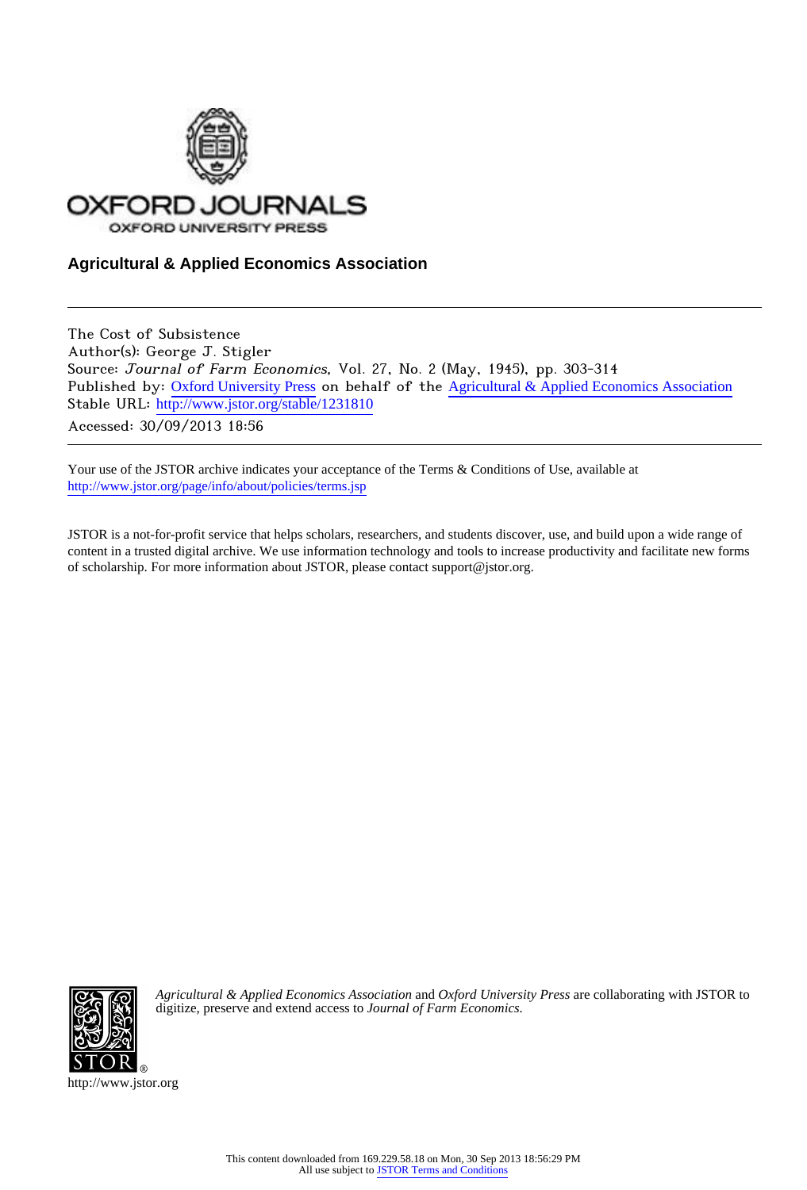OXFORD JOURNALS
OXFORD UNIVERSITY PRESS

**Agricultural & Applied Economics Association**

---

The Cost of Subsistence
Author(s): George J. Stigler
Source: *Journal of Farm Economics*, Vol. 27, No. 2 (May, 1945), pp. 303-314
Published by: Oxford University Press on behalf of the Agricultural & Applied Economics Association
Stable URL: http://www.jstor.org/stable/1231810
Accessed: 30/09/2013 18:56

---

Your use of the JSTOR archive indicates your acceptance of the Terms & Conditions of Use, available at
http://www.jstor.org/page/info/about/policies/terms.jsp

JSTOR is a not-for-profit service that helps scholars, researchers, and students discover, use, and build upon a wide range of content in a trusted digital archive. We use information technology and tools to increase productivity and facilitate new forms of scholarship. For more information about JSTOR, please contact support@jstor.org.

*Agricultural & Applied Economics Association* and *Oxford University Press* are collaborating with JSTOR to digitize, preserve and extend access to *Journal of Farm Economics*.

http://www.jstor.org

This content downloaded from 169.229.58.18 on Mon, 30 Sep 2013 18:56:29 PM
All use subject to JSTOR Terms and Conditions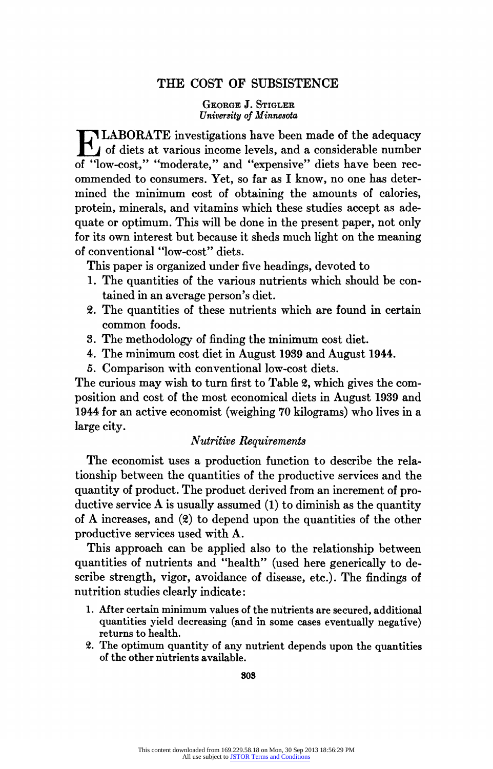# THE COST OF SUBSISTENCE

GEORGE J. STIGLER
*University of Minnesota*

ELABORATE investigations have been made of the adequacy of diets at various income levels, and a considerable number of "low-cost," "moderate," and "expensive" diets have been recommended to consumers. Yet, so far as I know, no one has determined the minimum cost of obtaining the amounts of calories, protein, minerals, and vitamins which these studies accept as adequate or optimum. This will be done in the present paper, not only for its own interest but because it sheds much light on the meaning of conventional "low-cost" diets.

This paper is organized under five headings, devoted to

1. The quantities of the various nutrients which should be contained in an average person's diet.
2. The quantities of these nutrients which are found in certain common foods.
3. The methodology of finding the minimum cost diet.
4. The minimum cost diet in August 1939 and August 1944.
5. Comparison with conventional low-cost diets.

The curious may wish to turn first to Table 2, which gives the composition and cost of the most economical diets in August 1939 and 1944 for an active economist (weighing 70 kilograms) who lives in a large city.

## *Nutritive Requirements*

The economist uses a production function to describe the relationship between the quantities of the productive services and the quantity of product. The product derived from an increment of productive service A is usually assumed (1) to diminish as the quantity of A increases, and (2) to depend upon the quantities of the other productive services used with A.

This approach can be applied also to the relationship between quantities of nutrients and "health" (used here generically to describe strength, vigor, avoidance of disease, etc.). The findings of nutrition studies clearly indicate:

1. After certain minimum values of the nutrients are secured, additional quantities yield decreasing (and in some cases eventually negative) returns to health.
2. The optimum quantity of any nutrient depends upon the quantities of the other nutrients available.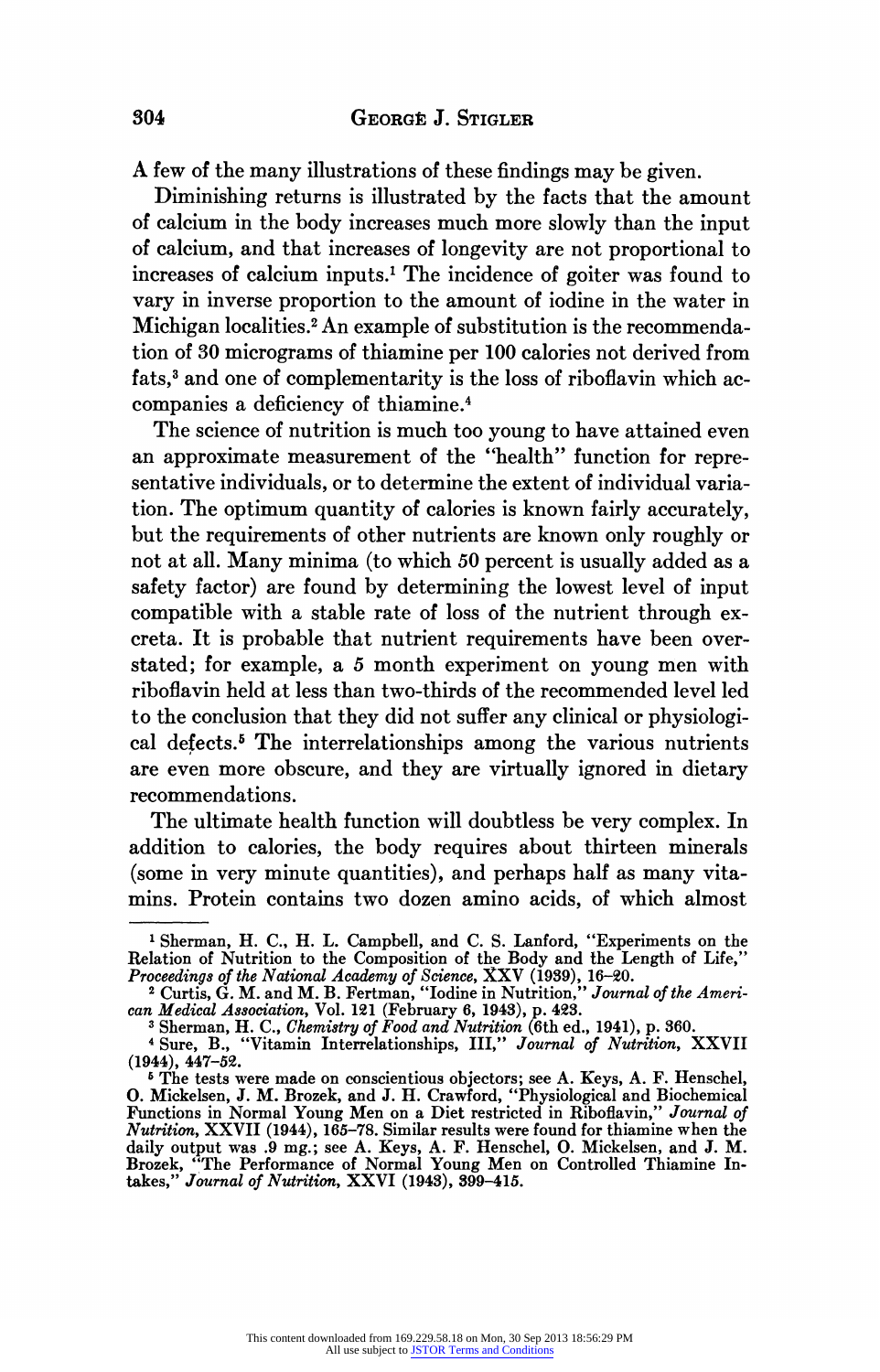A few of the many illustrations of these findings may be given.

Diminishing returns is illustrated by the facts that the amount of calcium in the body increases much more slowly than the input of calcium, and that increases of longevity are not proportional to increases of calcium inputs.[1] The incidence of goiter was found to vary in inverse proportion to the amount of iodine in the water in Michigan localities.[2] An example of substitution is the recommendation of 30 micrograms of thiamine per 100 calories not derived from fats,[3] and one of complementarity is the loss of riboflavin which accompanies a deficiency of thiamine.[4]

The science of nutrition is much too young to have attained even an approximate measurement of the "health" function for representative individuals, or to determine the extent of individual variation. The optimum quantity of calories is known fairly accurately, but the requirements of other nutrients are known only roughly or not at all. Many minima (to which 50 percent is usually added as a safety factor) are found by determining the lowest level of input compatible with a stable rate of loss of the nutrient through excreta. It is probable that nutrient requirements have been overstated; for example, a 5 month experiment on young men with riboflavin held at less than two-thirds of the recommended level led to the conclusion that they did not suffer any clinical or physiological defects.[5] The interrelationships among the various nutrients are even more obscure, and they are virtually ignored in dietary recommendations.

The ultimate health function will doubtless be very complex. In addition to calories, the body requires about thirteen minerals (some in very minute quantities), and perhaps half as many vitamins. Protein contains two dozen amino acids, of which almost

---

[1] Sherman, H. C., H. L. Campbell, and C. S. Lanford, "Experiments on the Relation of Nutrition to the Composition of the Body and the Length of Life," *Proceedings of the National Academy of Science*, XXV (1939), 16–20.

[2] Curtis, G. M. and M. B. Fertman, "Iodine in Nutrition," *Journal of the American Medical Association*, Vol. 121 (February 6, 1943), p. 423.

[3] Sherman, H. C., *Chemistry of Food and Nutrition* (6th ed., 1941), p. 360.

[4] Sure, B., "Vitamin Interrelationships, III," *Journal of Nutrition*, XXVII (1944), 447–52.

[5] The tests were made on conscientious objectors; see A. Keys, A. F. Henschel, O. Mickelsen, J. M. Brozek, and J. H. Crawford, "Physiological and Biochemical Functions in Normal Young Men on a Diet restricted in Riboflavin," *Journal of Nutrition*, XXVII (1944), 165–78. Similar results were found for thiamine when the daily output was .9 mg.; see A. Keys, A. F. Henschel, O. Mickelsen, and J. M. Brozek, "The Performance of Normal Young Men on Controlled Thiamine Intakes," *Journal of Nutrition*, XXVI (1943), 399–415.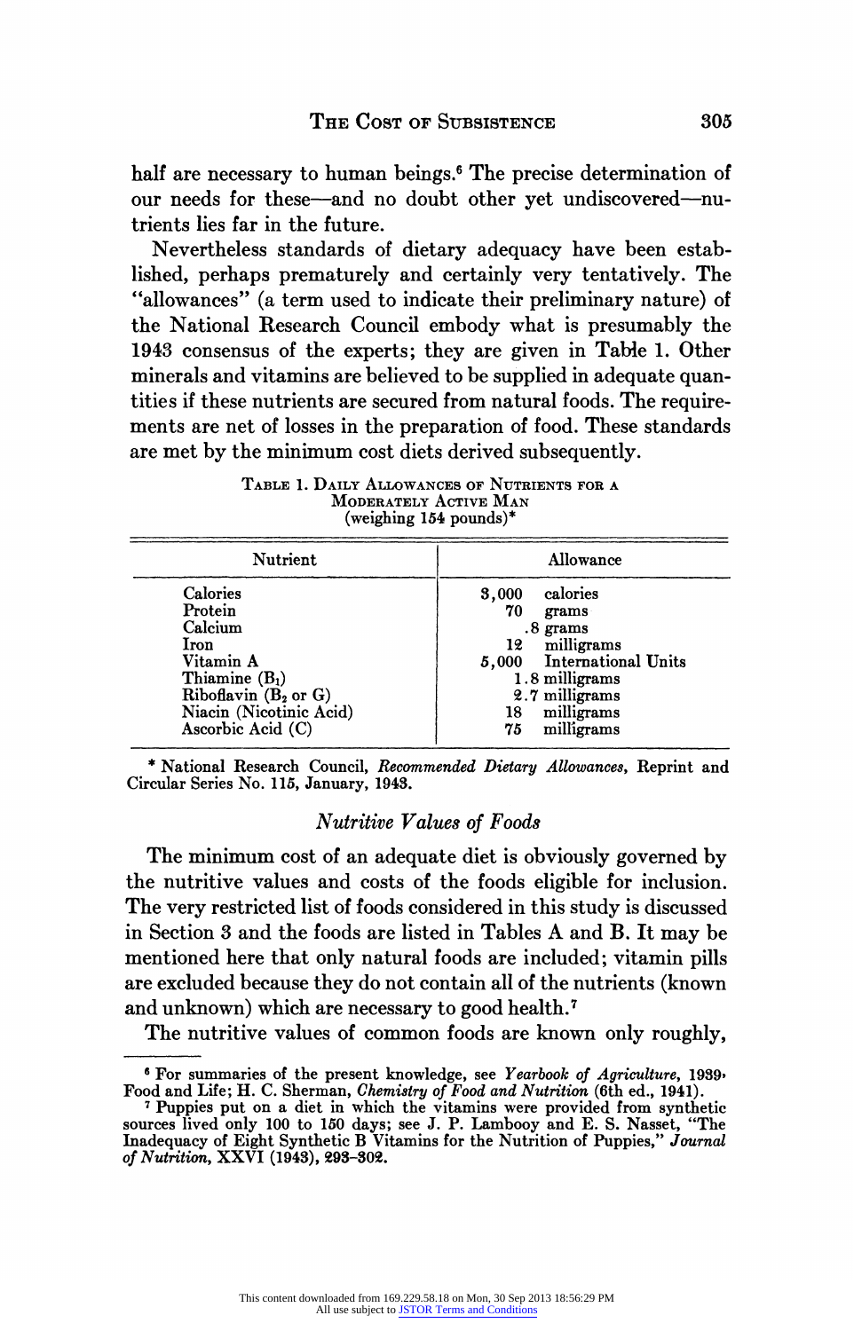half are necessary to human beings.[6] The precise determination of our needs for these—and no doubt other yet undiscovered—nutrients lies far in the future.

Nevertheless standards of dietary adequacy have been established, perhaps prematurely and certainly very tentatively. The "allowances" (a term used to indicate their preliminary nature) of the National Research Council embody what is presumably the 1943 consensus of the experts; they are given in Table 1. Other minerals and vitamins are believed to be supplied in adequate quantities if these nutrients are secured from natural foods. The requirements are net of losses in the preparation of food. These standards are met by the minimum cost diets derived subsequently.

TABLE 1. DAILY ALLOWANCES OF NUTRIENTS FOR A MODERATELY ACTIVE MAN (weighing 154 pounds)*

| Nutrient | Allowance |
|---|---|
| Calories | 3,000 calories |
| Protein | 70 grams |
| Calcium | .8 grams |
| Iron | 12 milligrams |
| Vitamin A | 5,000 International Units |
| Thiamine ($B_1$) | 1.8 milligrams |
| Riboflavin ($B_2$ or G) | 2.7 milligrams |
| Niacin (Nicotinic Acid) | 18 milligrams |
| Ascorbic Acid (C) | 75 milligrams |

\* National Research Council, *Recommended Dietary Allowances*, Reprint and Circular Series No. 115, January, 1943.

### *Nutritive Values of Foods*

The minimum cost of an adequate diet is obviously governed by the nutritive values and costs of the foods eligible for inclusion. The very restricted list of foods considered in this study is discussed in Section 3 and the foods are listed in Tables A and B. It may be mentioned here that only natural foods are included; vitamin pills are excluded because they do not contain all of the nutrients (known and unknown) which are necessary to good health.[7]

The nutritive values of common foods are known only roughly,

[6] For summaries of the present knowledge, see *Yearbook of Agriculture*, 1939, Food and Life; H. C. Sherman, *Chemistry of Food and Nutrition* (6th ed., 1941).

[7] Puppies put on a diet in which the vitamins were provided from synthetic sources lived only 100 to 150 days; see J. P. Lamboov and E. S. Nasset, "The Inadequacy of Eight Synthetic B Vitamins for the Nutrition of Puppies," *Journal of Nutrition*, XXVI (1943), 293–302.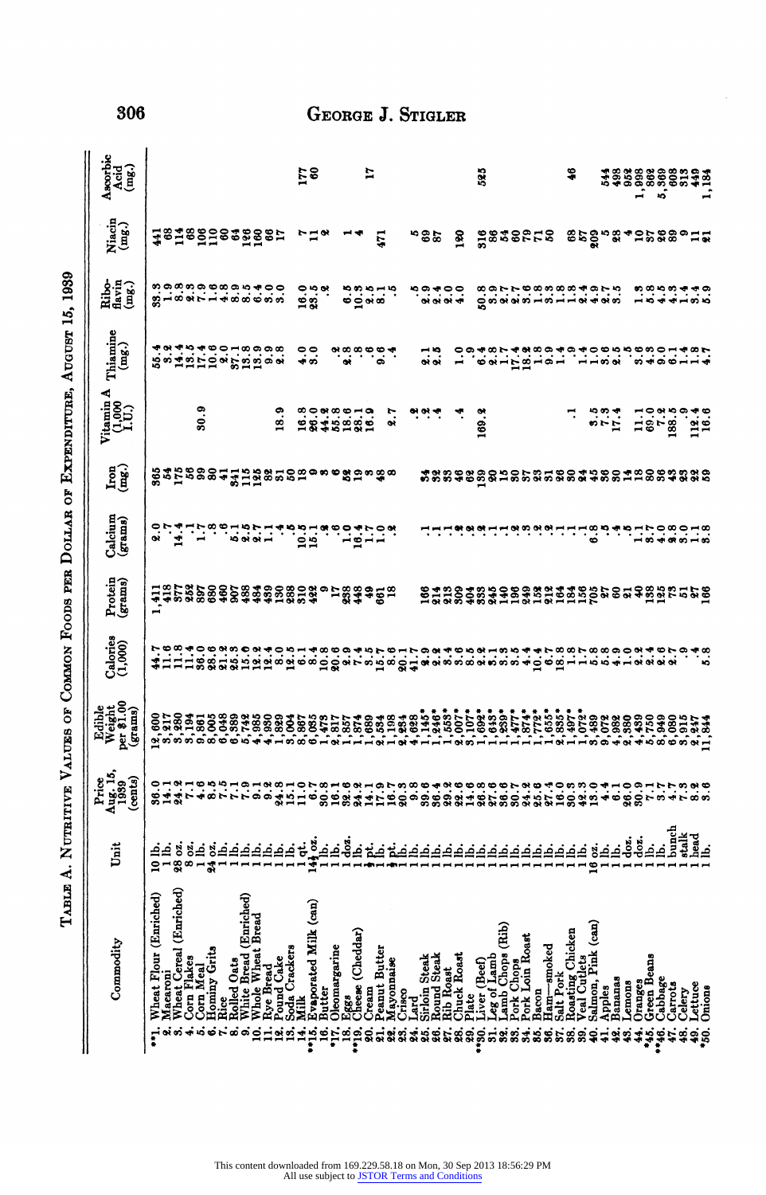# Table A. Nutritive Values of Common Foods per Dollar of Expenditure, August 15, 1939

| Commodity | Unit | Price Aug. 15, 1939 (cents) | Edible Weight per $1.00 (grams) | Calories (1,000) | Protein (grams) | Calcium (grams) | Iron (mg.) | Vitamin A (1,000 I.U.) | Thiamine (mg.) | Ribo-flavin (mg.) | Niacin (mg.) | Ascorbic Acid (mg.) |
|---|---|---|---|---|---|---|---|---|---|---|---|---|
| **1. Wheat Flour (Enriched) | 10 lb. | 36.0 | 12,600 | 44.7 | 1,411 | 2.0 | 365 | | 55.4 | 33.3 | 441 | |
| 2. Macaroni | 1 lb. | 14.1 | 3,217 | 11.6 | 418 | .7 | 54 | | 3.2 | 1.9 | 68 | |
| 3. Wheat Cereal (Enriched) | 28 oz. | 24.2 | 3,280 | 11.8 | 377 | 14.4 | 175 | | 14.4 | 8.8 | 114 | |
| 4. Corn Flakes | 8 oz. | 7.1 | 3,194 | 11.4 | 252 | .1 | 56 | | 13.5 | 2.3 | 68 | |
| 5. Corn Meal | 1 lb. | 4.6 | 9,861 | 36.0 | 897 | 1.7 | 99 | 30.9 | 17.4 | 7.9 | 106 | |
| 6. Hominy Grits | 24 oz. | 8.5 | 8,005 | 28.6 | 680 | .8 | 80 | | 10.6 | 1.6 | 110 | |
| 7. Rice | 1 lb. | 7.5 | 6,048 | 21.2 | 460 | .6 | 41 | | 2.0 | 4.8 | 60 | |
| 8. Rolled Oats | 1 lb. | 7.1 | 6,389 | 25.3 | 907 | 5.1 | 341 | | 37.1 | 8.9 | 64 | |
| 9. White Bread (Enriched) | 1 lb. | 7.9 | 5,742 | 15.0 | 488 | 2.5 | 115 | | 13.8 | 8.5 | 126 | |
| 10. Whole Wheat Bread | 1 lb. | 9.1 | 4,985 | 12.2 | 484 | 2.7 | 125 | | 13.9 | 6.4 | 160 | |
| 11. Rye Bread | 1 lb. | 9.2 | 4,930 | 12.4 | 439 | 1.1 | 82 | | 9.9 | 3.0 | 66 | |
| 12. Pound Cake | 1 lb. | 24.8 | 1,829 | 8.0 | 130 | .4 | 31 | 18.9 | 2.8 | 3.0 | 17 | |
| 13. Soda Crackers | 1 lb. | 15.1 | 3,004 | 12.5 | 288 | .5 | 50 | | | | | |
| 14. Milk | 1 qt. | 11.0 | 8,867 | 6.1 | 310 | 10.5 | 18 | 16.8 | 4.0 | 16.0 | 7 | 177 |
| **15. Evaporated Milk (can) | 14½ oz. | 6.7 | 6,035 | 8.4 | 422 | 15.1 | 9 | 26.0 | 3.0 | 23.5 | 11 | 60 |
| 16. Butter | 1 lb. | 30.8 | 1,473 | 10.8 | 9 | .2 | 3 | 44.2 | | .2 | 2 | |
| *17. Oleomargarine | 1 lb. | 16.1 | 2,817 | 20.6 | 17 | .6 | 6 | 55.8 | .2 | | | |
| 18. Eggs | 1 doz. | 32.6 | 1,857 | 2.9 | 238 | 1.0 | 52 | 18.6 | 2.8 | 6.5 | 1 | |
| **19. Cheese (Cheddar) | 1 lb. | 24.2 | 1,874 | 7.4 | 448 | 16.4 | 19 | 28.1 | .8 | 10.3 | 4 | |
| 20. Cream | ½ pt. | 14.1 | 1,689 | 3.5 | 49 | 1.7 | 3 | 16.9 | .6 | 2.5 | | 17 |
| 21. Peanut Butter | 1 lb. | 17.9 | 2,534 | 15.7 | 661 | 1.0 | 48 | | 9.6 | 8.1 | 471 | |
| 22. Mayonnaise | ½ pt. | 16.7 | 1,198 | 8.6 | 18 | .2 | 8 | 2.7 | .4 | .5 | | |
| 23. Crisco | 1 lb. | 20.3 | 2,234 | 20.1 | | | | | | | | |
| 24. Lard | 1 lb. | 9.8 | 4,628 | 41.7 | | | | | | | | |
| 25. Sirloin Steak | 1 lb. | 39.6 | 1,145* | 2.9 | 166 | .1 | 34 | .2 | 2.1 | 2.9 | 69 | |
| 26. Round Steak | 1 lb. | 36.4 | 1,246* | 2.2 | 214 | .1 | 32 | .4 | 2.5 | 2.4 | 87 | |
| 27. Rib Roast | 1 lb. | 29.2 | 1,553* | 3.4 | 213 | .1 | 33 | | | 2.0 | | |
| 28. Chuck Roast | 1 lb. | 22.6 | 2,007* | 3.6 | 309 | .2 | 46 | .4 | 1.0 | 4.0 | 120 | |
| 29. Plate | 1 lb. | 14.6 | 3,107* | 8.5 | 404 | .2 | 62 | | .9 | | | |
| **30. Liver (Beef) | 1 lb. | 26.8 | 1,692* | 2.2 | 333 | .2 | 139 | 169.2 | 6.4 | 50.8 | 316 | 525 |
| 31. Leg of Lamb | 1 lb. | 27.6 | 1,643* | 3.1 | 245 | .1 | 20 | | 2.8 | 3.9 | 86 | |
| 32. Lamb Chops (Rib) | 1 lb. | 36.6 | 1,239* | 3.3 | 140 | .1 | 15 | | 1.7 | 2.7 | 54 | |
| 33. Pork Chops | 1 lb. | 30.7 | 1,477* | 3.5 | 196 | .2 | 80 | | 17.4 | 2.7 | 60 | |
| 34. Pork Loin Roast | 1 lb. | 24.2 | 1,874* | 4.4 | 249 | .3 | 37 | | 18.2 | 3.6 | 79 | |
| 35. Bacon | 1 lb. | 25.6 | 1,772* | 10.4 | 152 | .2 | 23 | | 1.8 | 1.8 | 71 | |
| 36. Ham—smoked | 1 lb. | 27.4 | 1,655* | 6.7 | 212 | .2 | 31 | | 9.9 | 3.3 | 50 | |
| 37. Salt Pork | 1 lb. | 16.0 | 2,835* | 18.8 | 164 | .1 | 26 | | 1.4 | 1.8 | | |
| 38. Roasting Chicken | 1 lb. | 30.3 | 1,497* | 1.8 | 184 | .1 | 30 | .1 | .9 | 1.8 | 68 | 46 |
| 39. Veal Cutlets | 1 lb. | 42.3 | 1,072* | 1.7 | 156 | .1 | 24 | | 1.4 | 2.4 | 57 | |
| 40. Salmon, Pink (can) | 16 oz. | 13.0 | 3,489 | 5.8 | 705 | 6.8 | 45 | 3.5 | 1.0 | 4.9 | 209 | |
| 41. Apples | 1 lb. | 4.4 | 9,072 | 5.8 | 27 | .5 | 36 | 7.3 | 3.6 | 2.7 | 5 | 544 |
| 42. Bananas | 1 lb. | 6.1 | 4,982 | 4.9 | 60 | .4 | 30 | 17.4 | 2.5 | 3.5 | 28 | 498 |
| 43. Lemons | 1 doz. | 26.0 | 2,380 | 1.0 | 21 | .5 | 14 | | .5 | | 4 | 952 |
| 44. Oranges | 1 doz. | 30.9 | 4,439 | 2.2 | 40 | 1.1 | 18 | 11.1 | 3.6 | 1.3 | 10 | 1,998 |
| **45. Green Beans | 1 lb. | 7.1 | 5,750 | 2.4 | 138 | 3.7 | 80 | 69.0 | 4.3 | 5.8 | 37 | 862 |
| **46. Cabbage | 1 lb. | 3.7 | 8,949 | 2.6 | 125 | 4.0 | 36 | 7.2 | 9.0 | 4.5 | 26 | 5,369 |
| 47. Carrots | 1 bunch | 4.7 | 6,080 | 2.7 | 73 | 2.8 | 43 | 188.5 | 6.1 | 4.3 | 89 | 608 |
| 48. Celery | 1 stalk | 7.3 | 3,915 | .9 | 51 | 3.0 | 23 | .9 | 1.4 | 1.4 | 9 | 313 |
| 49. Lettuce | 1 head | 8.2 | 2,247 | .4 | 27 | 1.1 | 22 | 112.4 | 1.8 | 3.4 | 11 | 449 |
| *50. Onions | 1 lb. | 3.6 | 11,844 | 5.8 | 166 | 3.8 | 59 | 16.6 | 4.7 | 5.9 | 21 | 1,184 |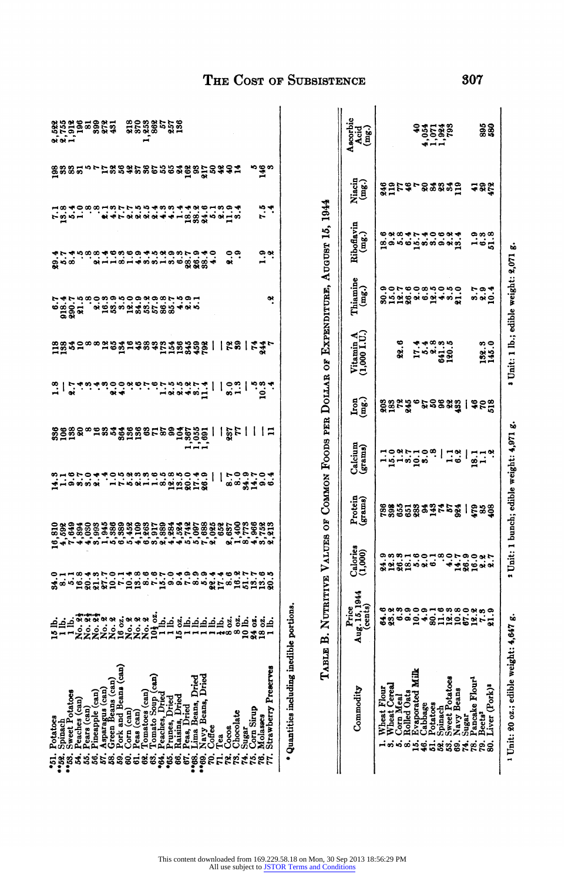| | | | | | | | | | | | | |
|---|---|---|---|---|---|---|---|---|---|---|---|---|
| *51. Potatoes | 15 lb. | 34.0 | 16,810 | 14.3 | 336 | 1.8 | 118 | 6.7 | 29.4 | 7.1 | 198 | 2,522 |
| **52. Spinach | 1 lb. | 8.1 | 4,592 | 1.1 | 106 | — | 138 | 918.4 | 5.7 | 13.8 | 33 | 2,755 |
| **53. Sweet Potatoes | 1 lb. | 5.1 | 7,649 | 9.6 | 138 | 2.7 | 54 | 290.7 | 8.4 | 5.4 | 83 | 1,912 |
| 54. Peaches (can) | No. 2½ | 16.8 | 4,894 | 3.7 | 20 | .4 | 10 | 21.5 | .5 | 1.0 | 31 | 196 |
| 55. Pears (can) | No. 2½ | 20.4 | 4,030 | 3.0 | 8 | .3 | 8 | .8 | .8 | .8 | 5 | 81 |
| 56. Pineapple (can) | No. 2 | 21.3 | 3,993 | 2.4 | 16 | .4 | 8 | 2.0 | 2.8 | .8 | 7 | 399 |
| 57. Asparagus (can) | No. 2 | 27.7 | 1,945 | .4 | 33 | .3 | 12 | 16.3 | 1.4 | 2.1 | 17 | 272 |
| 58. Green Beans (can) | No. 2 | 10.0 | 5,386 | 1.0 | 54 | 2.0 | 65 | 53.9 | 1.6 | 4.3 | 32 | 431 |
| 59. Pork and Beans (can) | 16 oz. | 7.1 | 6,389 | 7.5 | 364 | 4.0 | 134 | 3.5 | 8.3 | 7.7 | 56 | |
| 60. Corn (can) | No. 2 | 10.4 | 5,452 | 5.2 | 136 | .2 | 16 | 12.0 | 1.6 | 2.7 | 42 | 218 |
| 61. Peas (can) | No. 2 | 13.8 | 4,109 | 2.3 | 136 | .6 | 45 | 34.9 | 4.9 | 2.5 | 37 | 370 |
| 62. Tomatoes (can) | No. 2 | 8.6 | 6,263 | 1.3 | 63 | .7 | 38 | 53.2 | 3.4 | 2.5 | 36 | 1,253 |
| 63. Tomato Soup (can) | 10½ oz. | 7.6 | 3,917 | 1.6 | 71 | .6 | 43 | 57.9 | 3.5 | 2.4 | 67 | 862 |
| *64. Peaches, Dried | 1 lb. | 15.7 | 2,389 | 8.5 | 87 | 1.7 | 173 | 86.8 | 1.2 | 4.3 | 55 | 57 |
| *65. Prunes, Dried | 1 lb. | 9.0 | 4,284 | 12.8 | 99 | 2.5 | 154 | 85.7 | 3.9 | 4.3 | 65 | 257 |
| 66. Raisins, Dried | 15 oz. | 9.4 | 4,524 | 13.5 | 104 | 2.5 | 136 | 4.5 | 6.3 | 1.4 | 24 | 136 |
| 67. Peas, Dried | 1 lb. | 7.9 | 5,742 | 20.0 | 1,367 | 4.2 | 345 | 2.9 | 28.7 | 18.4 | 162 | |
| **68. Lima Beans, Dried | 1 lb. | 8.9 | 5,097 | 17.4 | 1,055 | 3.7 | 459 | 5.1 | 26.9 | 38.2 | 93 | |
| **69. Navy Beans, Dried | 1 lb. | 5.9 | 7,688 | 26.9 | 1,691 | 11.4 | 792 | | 38.4 | 24.6 | 217 | |
| 70. Coffee | 1 lb. | 22.4 | 2,025 | — | — | — | — | | 4.0 | 5.1 | 50 | |
| 71. Tea | ¼ lb. | 17.4 | 652 | — | — | — | — | | | 2.3 | 42 | |
| 72. Cocoa | 8 oz. | 8.6 | 2,637 | 8.7 | 237 | 3.0 | 72 | | 2.0 | 11.9 | 40 | |
| 73. Chocolate | 8 oz. | 16.2 | 1,400 | 8.0 | 77 | 1.3 | 39 | | .9 | 3.4 | 14 | |
| 74. Sugar | 10 lb. | 51.7 | 8,773 | 34.9 | — | — | — | | | | | |
| 75. Corn Sirup | 24 oz. | 13.7 | 4,966 | 14.7 | — | .5 | 74 | | | | 5 | |
| 76. Molasses | 18 oz. | 13.6 | 3,752 | 9.0 | — | 10.3 | 244 | | 1.9 | 7.5 | 146 | |
| 77. Strawberry Preserves | 1 lb. | 20.5 | 2,213 | 6.4 | 11 | .4 | 7 | .2 | .2 | .4 | 3 | |

\* Quantities including inedible portions.

## Table B. Nutritive Values of Common Foods per Dollar of Expenditure, August 15, 1944

| Commodity | Price Aug. 15, 1944 (cents) | Calories (1,000) | Protein (grams) | Calcium (grams) | Iron (mg.) | Vitamin A (1,000 I.U.) | Thiamine (mg.) | Riboflavin (mg.) | Niacin (mg.) | Ascorbic Acid (mg.) |
|---|---|---|---|---|---|---|---|---|---|---|
| 1. Wheat Flour | 64.6 | 24.9 | 786 | 1.1 | 203 | | 30.9 | 18.6 | 246 | |
| 3. Wheat Cereal | 23.2 | 12.3 | 398 | 15.0 | 183 | | 15.0 | 9.2 | 119 | |
| 5. Corn Meal | 6.3 | 26.3 | 655 | 1.2 | 72 | 22.6 | 12.7 | 5.8 | 77 | |
| 8. Rolled Oats | 9.9 | 18.1 | 651 | 3.7 | 245 | | 26.6 | 6.4 | 46 | |
| 15. Evaporated Milk | 10.0 | 5.6 | 283 | 10.1 | 6 | 17.4 | 2.0 | 15.7 | 7 | 40 |
| 46. Cabbage | 4.9 | 2.0 | 94 | 3.0 | 27 | 5.4 | 6.8 | 3.4 | 20 | 4,054 |
| 51. Potatoes | 80.1 | 6.1 | 143 | .8 | 50 | 2.8 | 12.5 | 3.0 | 84 | 1,071 |
| 52. Spinach | 11.6 | .8 | 74 | — | 96 | 641.3 | 4.0 | 9.6 | 23 | 1,924 |
| 53. Sweet Potatoes | 12.3 | 4.0 | 57 | 1.1 | 22 | 120.5 | 3.5 | 2.2 | 34 | 793 |
| 69. Navy Beans | 10.8 | 14.7 | 924 | 6.2 | 433 | | 21.0 | 13.4 | 119 | |
| 74. Sugar | 67.0 | 26.9 | — | — | — | | | | | |
| 78. Pancake Flour[1] | 12.2 | 16.0 | 479 | 18.1 | 46 | | 3.7 | 1.9 | 41 | |
| 79. Beets[2] | 7.3 | 2.2 | 85 | 1.1 | 70 | 132.3 | 2.9 | 6.3 | 29 | 895 |
| 80. Liver (Pork)[3] | 21.9 | 2.7 | 408 | .2 | 518 | 145.0 | 10.4 | 51.8 | 472 | 580 |

[1] Unit: 20 oz.; edible weight: 4,647 g. [2] Unit: 1 bunch; edible weight: 4,971 g. [3] Unit: 1 lb.; edible weight: 2,071 g.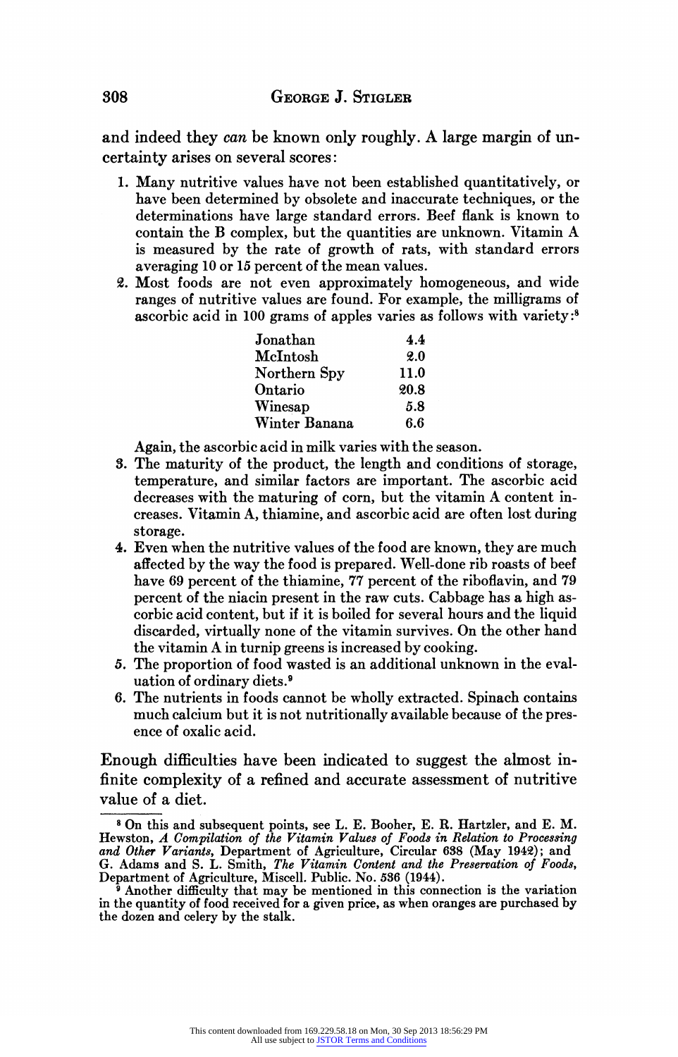and indeed they *can* be known only roughly. A large margin of uncertainty arises on several scores:

1. Many nutritive values have not been established quantitatively, or have been determined by obsolete and inaccurate techniques, or the determinations have large standard errors. Beef flank is known to contain the B complex, but the quantities are unknown. Vitamin A is measured by the rate of growth of rats, with standard errors averaging 10 or 15 percent of the mean values.
2. Most foods are not even approximately homogeneous, and wide ranges of nutritive values are found. For example, the milligrams of ascorbic acid in 100 grams of apples varies as follows with variety:[8]

| | |
|---|---|
| Jonathan | 4.4 |
| McIntosh | 2.0 |
| Northern Spy | 11.0 |
| Ontario | 20.8 |
| Winesap | 5.8 |
| Winter Banana | 6.6 |

   Again, the ascorbic acid in milk varies with the season.
3. The maturity of the product, the length and conditions of storage, temperature, and similar factors are important. The ascorbic acid decreases with the maturing of corn, but the vitamin A content increases. Vitamin A, thiamine, and ascorbic acid are often lost during storage.
4. Even when the nutritive values of the food are known, they are much affected by the way the food is prepared. Well-done rib roasts of beef have 69 percent of the thiamine, 77 percent of the riboflavin, and 79 percent of the niacin present in the raw cuts. Cabbage has a high ascorbic acid content, but if it is boiled for several hours and the liquid discarded, virtually none of the vitamin survives. On the other hand the vitamin A in turnip greens is increased by cooking.
5. The proportion of food wasted is an additional unknown in the evaluation of ordinary diets.[9]
6. The nutrients in foods cannot be wholly extracted. Spinach contains much calcium but it is not nutritionally available because of the presence of oxalic acid.

Enough difficulties have been indicated to suggest the almost infinite complexity of a refined and accurate assessment of nutritive value of a diet.

---

[8] On this and subsequent points, see L. E. Booher, E. R. Hartzler, and E. M. Hewston, *A Compilation of the Vitamin Values of Foods in Relation to Processing and Other Variants*, Department of Agriculture, Circular 638 (May 1942); and G. Adams and S. L. Smith, *The Vitamin Content and the Preservation of Foods*, Department of Agriculture, Miscell. Public. No. 536 (1944).

[9] Another difficulty that may be mentioned in this connection is the variation in the quantity of food received for a given price, as when oranges are purchased by the dozen and celery by the stalk.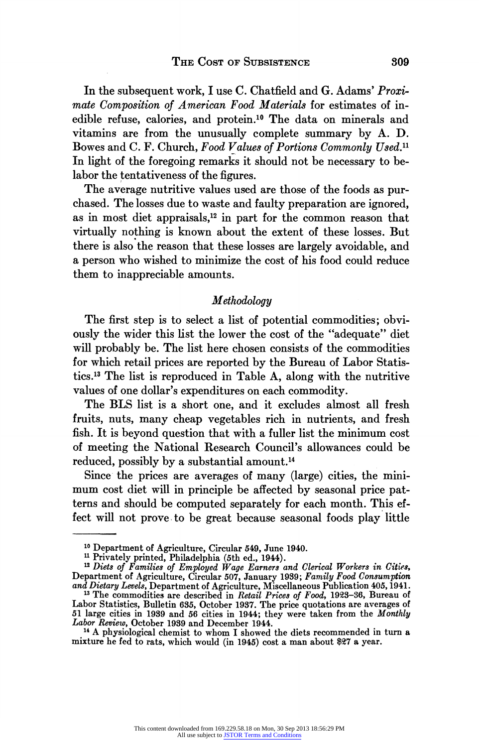In the subsequent work, I use C. Chatfield and G. Adams' *Proximate Composition of American Food Materials* for estimates of inedible refuse, calories, and protein.[10] The data on minerals and vitamins are from the unusually complete summary by A. D. Bowes and C. F. Church, *Food Values of Portions Commonly Used*.[11] In light of the foregoing remarks it should not be necessary to belabor the tentativeness of the figures.

The average nutritive values used are those of the foods as purchased. The losses due to waste and faulty preparation are ignored, as in most diet appraisals,[12] in part for the common reason that virtually nothing is known about the extent of these losses. But there is also the reason that these losses are largely avoidable, and a person who wished to minimize the cost of his food could reduce them to inappreciable amounts.

### *Methodology*

The first step is to select a list of potential commodities; obviously the wider this list the lower the cost of the "adequate" diet will probably be. The list here chosen consists of the commodities for which retail prices are reported by the Bureau of Labor Statistics.[13] The list is reproduced in Table A, along with the nutritive values of one dollar's expenditures on each commodity.

The BLS list is a short one, and it excludes almost all fresh fruits, nuts, many cheap vegetables rich in nutrients, and fresh fish. It is beyond question that with a fuller list the minimum cost of meeting the National Research Council's allowances could be reduced, possibly by a substantial amount.[14]

Since the prices are averages of many (large) cities, the minimum cost diet will in principle be affected by seasonal price patterns and should be computed separately for each month. This effect will not prove to be great because seasonal foods play little

---

[10] Department of Agriculture, Circular 549, June 1940.

[11] Privately printed, Philadelphia (5th ed., 1944).

[12] *Diets of Families of Employed Wage Earners and Clerical Workers in Cities*, Department of Agriculture, Circular 507, January 1939; *Family Food Consumption and Dietary Levels*, Department of Agriculture, Miscellaneous Publication 405, 1941.

[13] The commodities are described in *Retail Prices of Food*, 1923–36, Bureau of Labor Statistics, Bulletin 635, October 1937. The price quotations are averages of 51 large cities in 1939 and 56 cities in 1944; they were taken from the *Monthly Labor Review*, October 1939 and December 1944.

[14] A physiological chemist to whom I showed the diets recommended in turn a mixture he fed to rats, which would (in 1945) cost a man about $27 a year.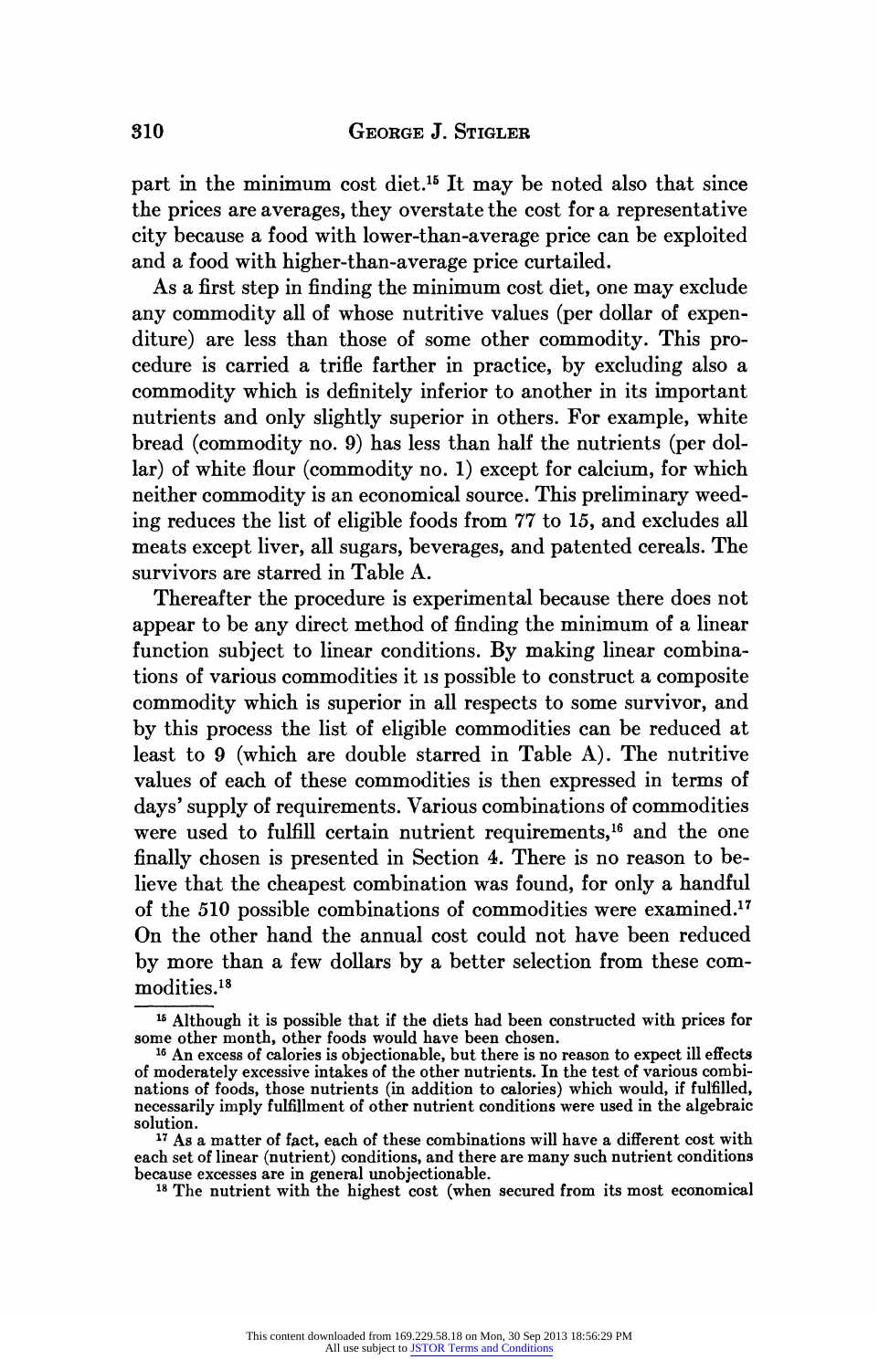part in the minimum cost diet.[15] It may be noted also that since the prices are averages, they overstate the cost for a representative city because a food with lower-than-average price can be exploited and a food with higher-than-average price curtailed.

As a first step in finding the minimum cost diet, one may exclude any commodity all of whose nutritive values (per dollar of expenditure) are less than those of some other commodity. This procedure is carried a trifle farther in practice, by excluding also a commodity which is definitely inferior to another in its important nutrients and only slightly superior in others. For example, white bread (commodity no. 9) has less than half the nutrients (per dollar) of white flour (commodity no. 1) except for calcium, for which neither commodity is an economical source. This preliminary weeding reduces the list of eligible foods from 77 to 15, and excludes all meats except liver, all sugars, beverages, and patented cereals. The survivors are starred in Table A.

Thereafter the procedure is experimental because there does not appear to be any direct method of finding the minimum of a linear function subject to linear conditions. By making linear combinations of various commodities it is possible to construct a composite commodity which is superior in all respects to some survivor, and by this process the list of eligible commodities can be reduced at least to 9 (which are double starred in Table A). The nutritive values of each of these commodities is then expressed in terms of days' supply of requirements. Various combinations of commodities were used to fulfill certain nutrient requirements,[16] and the one finally chosen is presented in Section 4. There is no reason to believe that the cheapest combination was found, for only a handful of the 510 possible combinations of commodities were examined.[17] On the other hand the annual cost could not have been reduced by more than a few dollars by a better selection from these commodities.[18]

---

[15] Although it is possible that if the diets had been constructed with prices for some other month, other foods would have been chosen.

[16] An excess of calories is objectionable, but there is no reason to expect ill effects of moderately excessive intakes of the other nutrients. In the test of various combinations of foods, those nutrients (in addition to calories) which would, if fulfilled, necessarily imply fulfillment of other nutrient conditions were used in the algebraic solution.

[17] As a matter of fact, each of these combinations will have a different cost with each set of linear (nutrient) conditions, and there are many such nutrient conditions because excesses are in general unobjectionable.

[18] The nutrient with the highest cost (when secured from its most economical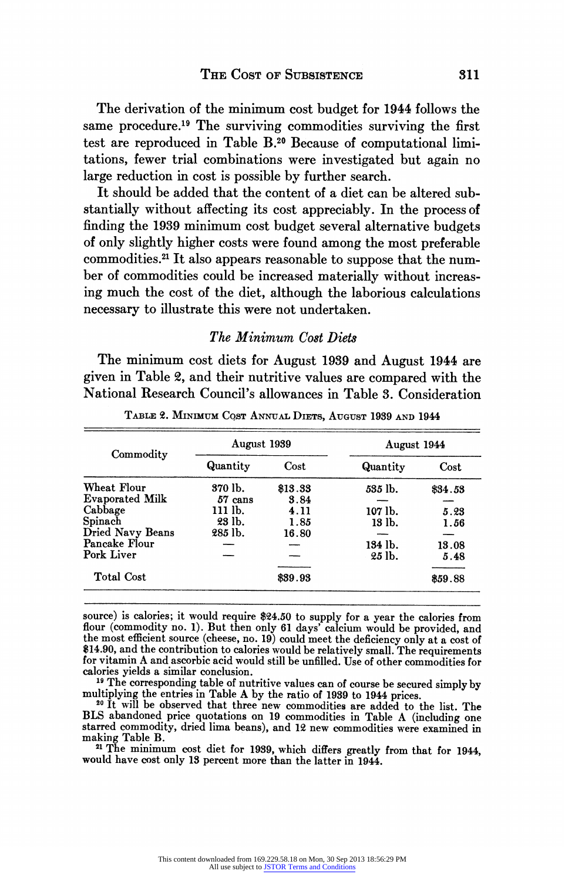The derivation of the minimum cost budget for 1944 follows the same procedure.[19] The surviving commodities surviving the first test are reproduced in Table B.[20] Because of computational limitations, fewer trial combinations were investigated but again no large reduction in cost is possible by further search.

It should be added that the content of a diet can be altered substantially without affecting its cost appreciably. In the process of finding the 1939 minimum cost budget several alternative budgets of only slightly higher costs were found among the most preferable commodities.[21] It also appears reasonable to suppose that the number of commodities could be increased materially without increasing much the cost of the diet, although the laborious calculations necessary to illustrate this were not undertaken.

### *The Minimum Cost Diets*

The minimum cost diets for August 1939 and August 1944 are given in Table 2, and their nutritive values are compared with the National Research Council's allowances in Table 3. Consideration

TABLE 2. MINIMUM COST ANNUAL DIETS, AUGUST 1939 AND 1944

| Commodity | August 1939 | | August 1944 | |
|---|---|---|---|---|
| | Quantity | Cost | Quantity | Cost |
| Wheat Flour | 370 lb. | $13.33 | 535 lb. | $34.53 |
| Evaporated Milk | 57 cans | 3.84 | — | — |
| Cabbage | 111 lb. | 4.11 | 107 lb. | 5.23 |
| Spinach | 23 lb. | 1.85 | 13 lb. | 1.56 |
| Dried Navy Beans | 285 lb. | 16.80 | — | — |
| Pancake Flour | — | — | 134 lb. | 13.08 |
| Pork Liver | — | — | 25 lb. | 5.48 |
| Total Cost | | $39.93 | | $59.88 |

source) is calories; it would require $24.50 to supply for a year the calories from flour (commodity no. 1). But then only 61 days' calcium would be provided, and the most efficient source (cheese, no. 19) could meet the deficiency only at a cost of $14.90, and the contribution to calories would be relatively small. The requirements for vitamin A and ascorbic acid would still be unfilled. Use of other commodities for calories yields a similar conclusion.

[19] The corresponding table of nutritive values can of course be secured simply by multiplying the entries in Table A by the ratio of 1939 to 1944 prices.

[20] It will be observed that three new commodities are added to the list. The BLS abandoned price quotations on 19 commodities in Table A (including one starred commodity, dried lima beans), and 12 new commodities were examined in making Table B.

[21] The minimum cost diet for 1939, which differs greatly from that for 1944, would have cost only 13 percent more than the latter in 1944.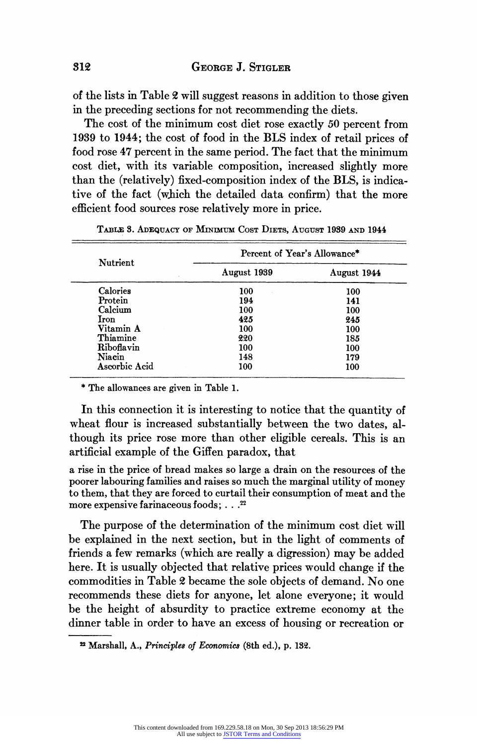of the lists in Table 2 will suggest reasons in addition to those given in the preceding sections for not recommending the diets.

The cost of the minimum cost diet rose exactly 50 percent from 1939 to 1944; the cost of food in the BLS index of retail prices of food rose 47 percent in the same period. The fact that the minimum cost diet, with its variable composition, increased slightly more than the (relatively) fixed-composition index of the BLS, is indicative of the fact (which the detailed data confirm) that the more efficient food sources rose relatively more in price.

TABLE 3. ADEQUACY OF MINIMUM COST DIETS, AUGUST 1939 AND 1944

| Nutrient | Percent of Year's Allowance* | |
|---|---|---|
| | August 1939 | August 1944 |
| Calories | 100 | 100 |
| Protein | 194 | 141 |
| Calcium | 100 | 100 |
| Iron | 425 | 245 |
| Vitamin A | 100 | 100 |
| Thiamine | 220 | 185 |
| Riboflavin | 100 | 100 |
| Niacin | 148 | 179 |
| Ascorbic Acid | 100 | 100 |

* The allowances are given in Table 1.

In this connection it is interesting to notice that the quantity of wheat flour is increased substantially between the two dates, although its price rose more than other eligible cereals. This is an artificial example of the Giffen paradox, that

> a rise in the price of bread makes so large a drain on the resources of the poorer labouring families and raises so much the marginal utility of money to them, that they are forced to curtail their consumption of meat and the more expensive farinaceous foods; . . .[22]

The purpose of the determination of the minimum cost diet will be explained in the next section, but in the light of comments of friends a few remarks (which are really a digression) may be added here. It is usually objected that relative prices would change if the commodities in Table 2 became the sole objects of demand. No one recommends these diets for anyone, let alone everyone; it would be the height of absurdity to practice extreme economy at the dinner table in order to have an excess of housing or recreation or

[22] Marshall, A., *Principles of Economics* (8th ed.), p. 132.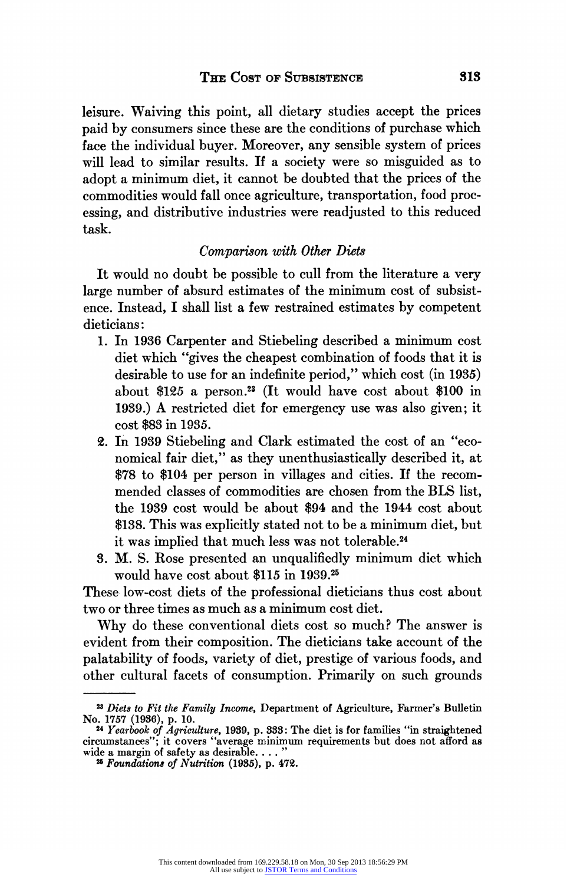leisure. Waiving this point, all dietary studies accept the prices paid by consumers since these are the conditions of purchase which face the individual buyer. Moreover, any sensible system of prices will lead to similar results. If a society were so misguided as to adopt a minimum diet, it cannot be doubted that the prices of the commodities would fall once agriculture, transportation, food processing, and distributive industries were readjusted to this reduced task.

### *Comparison with Other Diets*

It would no doubt be possible to cull from the literature a very large number of absurd estimates of the minimum cost of subsistence. Instead, I shall list a few restrained estimates by competent dieticians:

1. In 1936 Carpenter and Stiebeling described a minimum cost diet which "gives the cheapest combination of foods that it is desirable to use for an indefinite period," which cost (in 1935) about $125 a person.[23] (It would have cost about $100 in 1939.) A restricted diet for emergency use was also given; it cost $83 in 1935.
2. In 1939 Stiebeling and Clark estimated the cost of an "economical fair diet," as they unenthusiastically described it, at $78 to $104 per person in villages and cities. If the recommended classes of commodities are chosen from the BLS list, the 1939 cost would be about $94 and the 1944 cost about $138. This was explicitly stated not to be a minimum diet, but it was implied that much less was not tolerable.[24]
3. M. S. Rose presented an unqualifiedly minimum diet which would have cost about $115 in 1939.[25]

These low-cost diets of the professional dieticians thus cost about two or three times as much as a minimum cost diet.

Why do these conventional diets cost so much? The answer is evident from their composition. The dieticians take account of the palatability of foods, variety of diet, prestige of various foods, and other cultural facets of consumption. Primarily on such grounds

---

[23] *Diets to Fit the Family Income*, Department of Agriculture, Farmer's Bulletin No. 1757 (1936), p. 10.

[24] *Yearbook of Agriculture*, 1939, p. 333: The diet is for families "in straightened circumstances"; it covers "average minimum requirements but does not afford as wide a margin of safety as desirable. . . . "

[25] *Foundations of Nutrition* (1935), p. 472.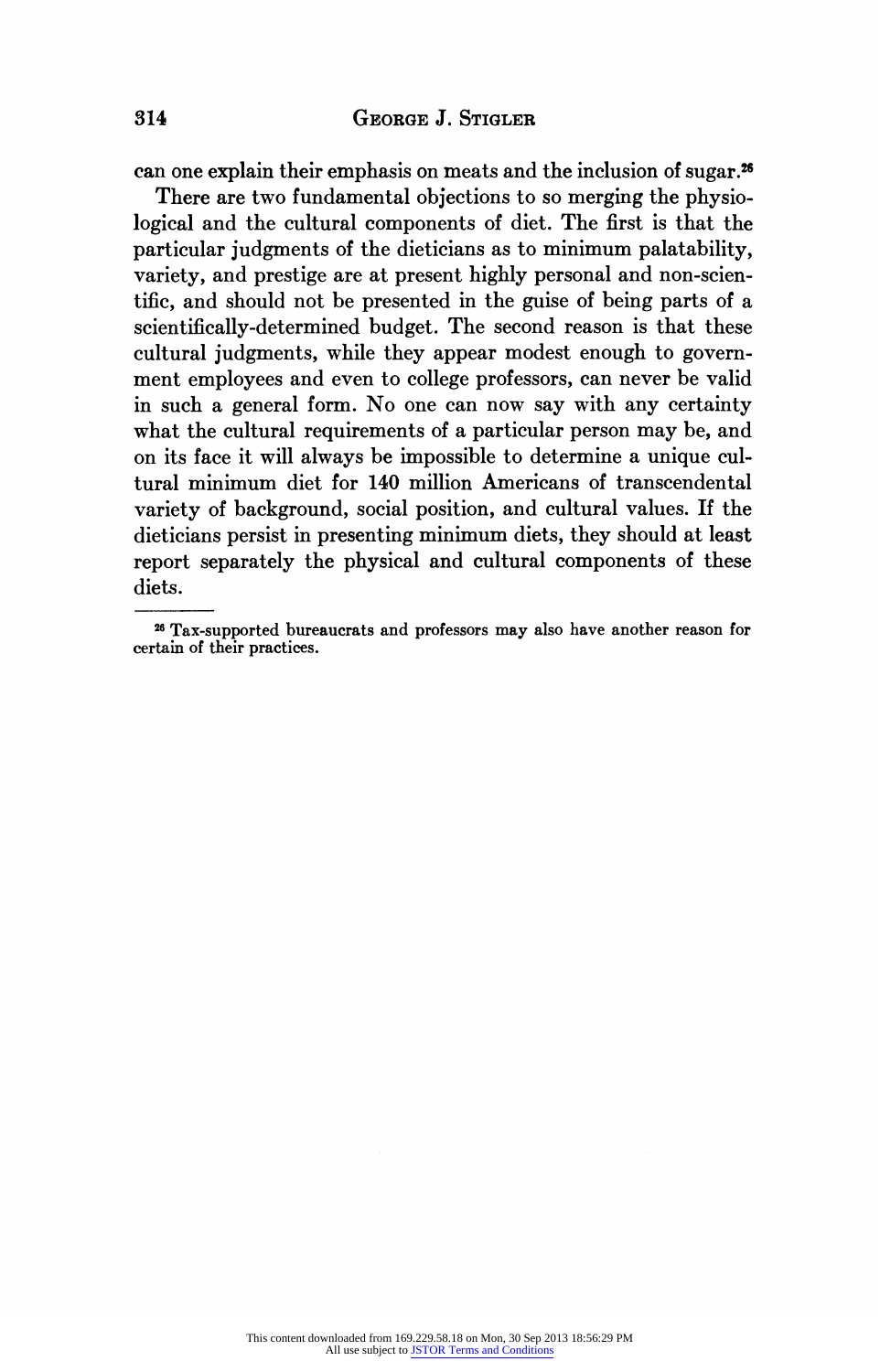can one explain their emphasis on meats and the inclusion of sugar.[26]

There are two fundamental objections to so merging the physiological and the cultural components of diet. The first is that the particular judgments of the dieticians as to minimum palatability, variety, and prestige are at present highly personal and non-scientific, and should not be presented in the guise of being parts of a scientifically-determined budget. The second reason is that these cultural judgments, while they appear modest enough to government employees and even to college professors, can never be valid in such a general form. No one can now say with any certainty what the cultural requirements of a particular person may be, and on its face it will always be impossible to determine a unique cultural minimum diet for 140 million Americans of transcendental variety of background, social position, and cultural values. If the dieticians persist in presenting minimum diets, they should at least report separately the physical and cultural components of these diets.

---

[26] Tax-supported bureaucrats and professors may also have another reason for certain of their practices.